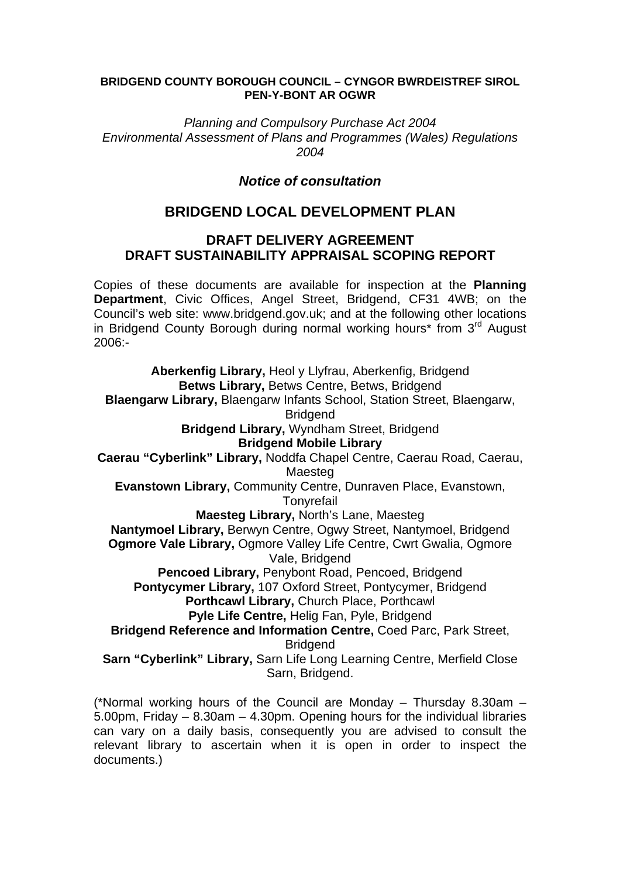**BRIDGEND COUNTY BOROUGH COUNCIL – CYNGOR BWRDEISTREF SIROL PEN-Y-BONT AR OGWR**

*Planning and Compulsory Purchase Act 2004*
*Environmental Assessment of Plans and Programmes (Wales) Regulations 2004*

### ***Notice of consultation***

# BRIDGEND LOCAL DEVELOPMENT PLAN

## DRAFT DELIVERY AGREEMENT
## DRAFT SUSTAINABILITY APPRAISAL SCOPING REPORT

Copies of these documents are available for inspection at the **Planning Department**, Civic Offices, Angel Street, Bridgend, CF31 4WB; on the Council's web site: www.bridgend.gov.uk; and at the following other locations in Bridgend County Borough during normal working hours* from 3rd August 2006:-

**Aberkenfig Library,** Heol y Llyfrau, Aberkenfig, Bridgend
**Betws Library,** Betws Centre, Betws, Bridgend
**Blaengarw Library,** Blaengarw Infants School, Station Street, Blaengarw, Bridgend
**Bridgend Library,** Wyndham Street, Bridgend
**Bridgend Mobile Library**
**Caerau "Cyberlink" Library,** Noddfa Chapel Centre, Caerau Road, Caerau, Maesteg
**Evanstown Library,** Community Centre, Dunraven Place, Evanstown, Tonyrefail
**Maesteg Library,** North's Lane, Maesteg
**Nantymoel Library,** Berwyn Centre, Ogwy Street, Nantymoel, Bridgend
**Ogmore Vale Library,** Ogmore Valley Life Centre, Cwrt Gwalia, Ogmore Vale, Bridgend
**Pencoed Library,** Penybont Road, Pencoed, Bridgend
**Pontycymer Library,** 107 Oxford Street, Pontycymer, Bridgend
**Porthcawl Library,** Church Place, Porthcawl
**Pyle Life Centre,** Helig Fan, Pyle, Bridgend
**Bridgend Reference and Information Centre,** Coed Parc, Park Street, Bridgend
**Sarn "Cyberlink" Library,** Sarn Life Long Learning Centre, Merfield Close Sarn, Bridgend.

(*Normal working hours of the Council are Monday – Thursday 8.30am – 5.00pm, Friday – 8.30am – 4.30pm. Opening hours for the individual libraries can vary on a daily basis, consequently you are advised to consult the relevant library to ascertain when it is open in order to inspect the documents.)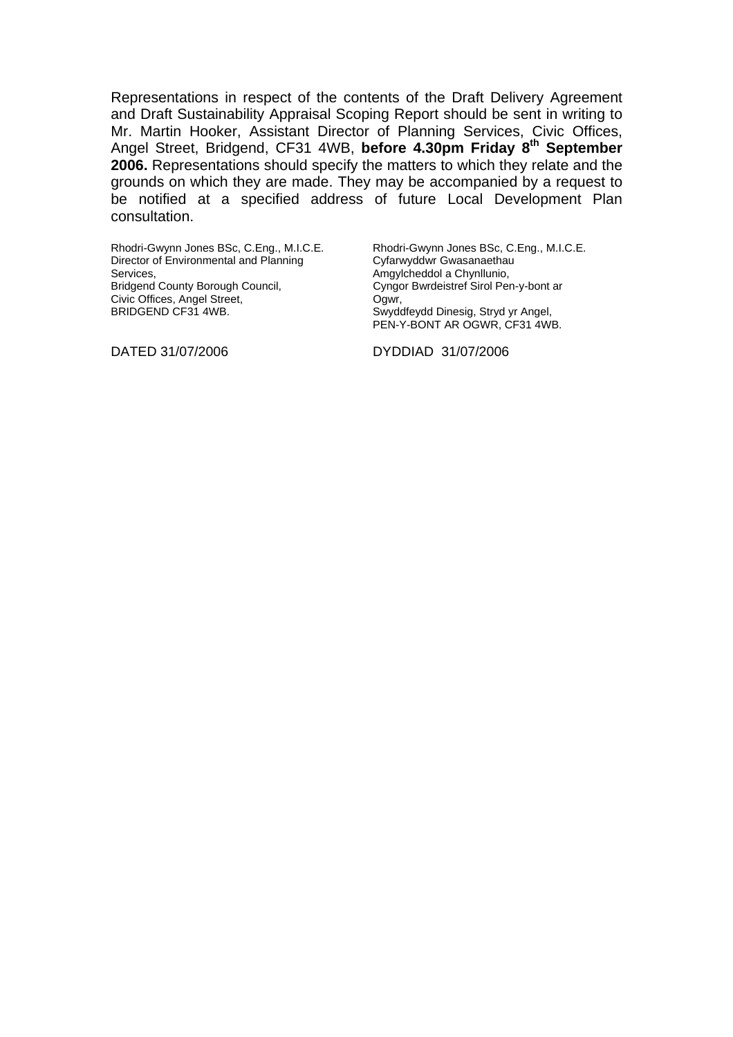Representations in respect of the contents of the Draft Delivery Agreement and Draft Sustainability Appraisal Scoping Report should be sent in writing to Mr. Martin Hooker, Assistant Director of Planning Services, Civic Offices, Angel Street, Bridgend, CF31 4WB, **before 4.30pm Friday 8th September 2006.** Representations should specify the matters to which they relate and the grounds on which they are made. They may be accompanied by a request to be notified at a specified address of future Local Development Plan consultation.

Rhodri-Gwynn Jones BSc, C.Eng., M.I.C.E.
Director of Environmental and Planning Services,
Bridgend County Borough Council,
Civic Offices, Angel Street,
BRIDGEND CF31 4WB.

DATED 31/07/2006

Rhodri-Gwynn Jones BSc, C.Eng., M.I.C.E.
Cyfarwyddwr Gwasanaethau Amgylcheddol a Chynllunio,
Cyngor Bwrdeistref Sirol Pen-y-bont ar Ogwr,
Swyddfeydd Dinesig, Stryd yr Angel,
PEN-Y-BONT AR OGWR, CF31 4WB.

DYDDIAD 31/07/2006